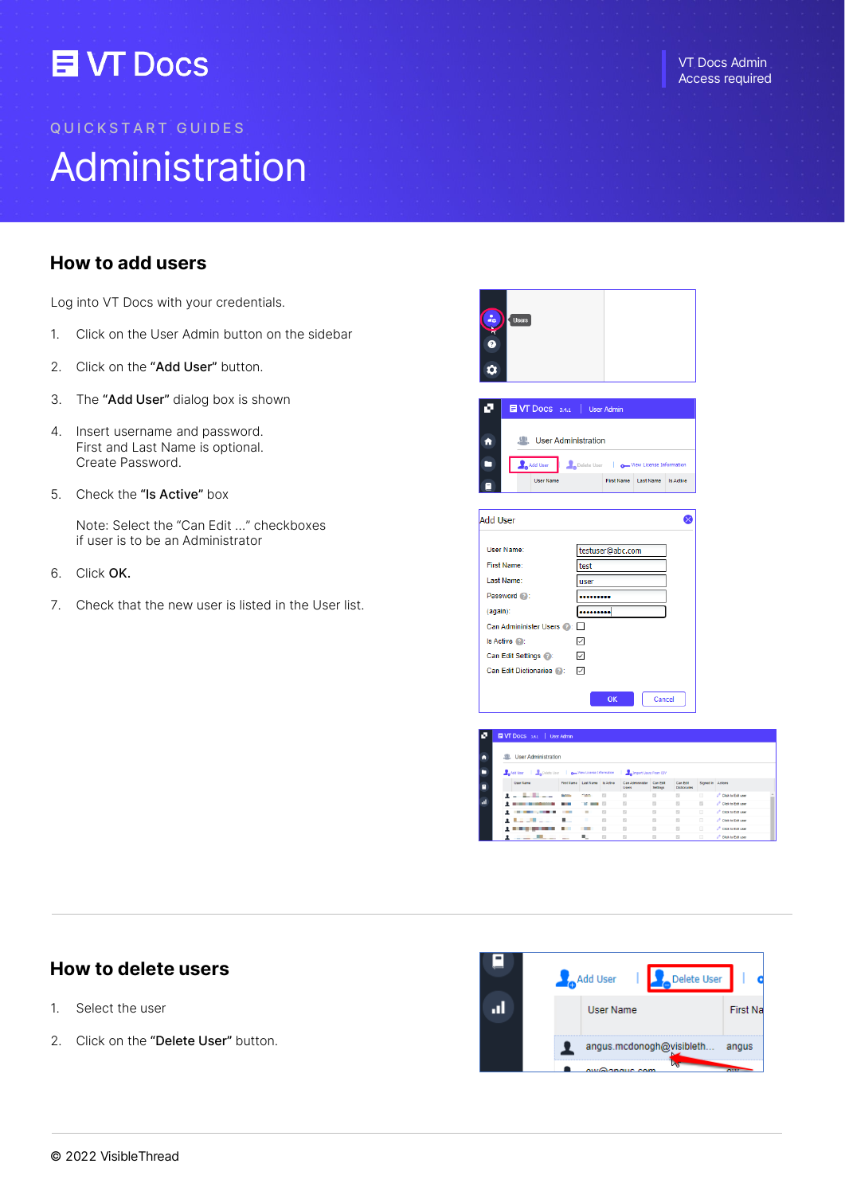# VT Docs

VT Docs Admin
Access required

QUICKSTART GUIDES

# Administration

## How to add users

Log into VT Docs with your credentials.

1. Click on the User Admin button on the sidebar
2. Click on the **"Add User"** button.
3. The **"Add User"** dialog box is shown
4. Insert username and password.
   First and Last Name is optional.
   Create Password.
5. Check the **"Is Active"** box

   Note: Select the "Can Edit ..." checkboxes
   if user is to be an Administrator
6. Click **OK.**
7. Check that the new user is listed in the User list.

## How to delete users

1. Select the user
2. Click on the **"Delete User"** button.

© 2022 VisibleThread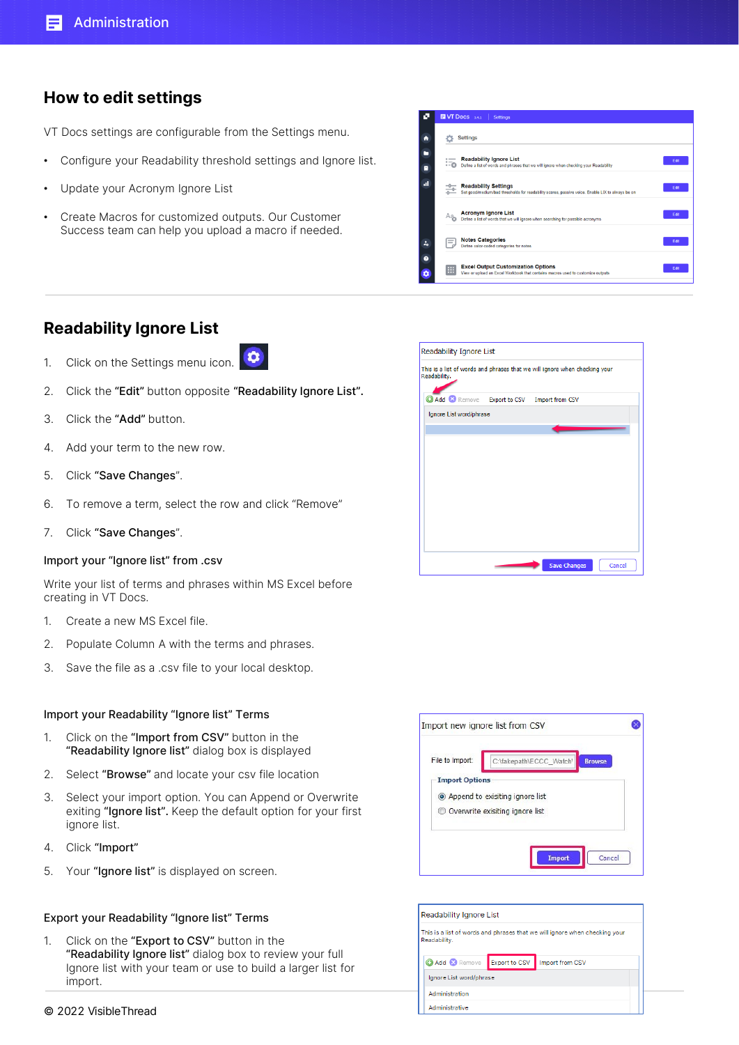## How to edit settings

VT Docs settings are configurable from the Settings menu.

- Configure your Readability threshold settings and Ignore list.
- Update your Acronym Ignore List
- Create Macros for customized outputs. Our Customer Success team can help you upload a macro if needed.

## Readability Ignore List

1. Click on the Settings menu icon.
2. Click the “**Edit**” button opposite “**Readability Ignore List**”.
3. Click the “**Add**” button.
4. Add your term to the new row.
5. Click “**Save Changes**”.
6. To remove a term, select the row and click “Remove”
7. Click “**Save Changes**”.

### Import your “Ignore list” from .csv

Write your list of terms and phrases within MS Excel before creating in VT Docs.

1. Create a new MS Excel file.
2. Populate Column A with the terms and phrases.
3. Save the file as a .csv file to your local desktop.

### Import your Readability “Ignore list” Terms

1. Click on the “**Import from CSV**” button in the “**Readability Ignore list**” dialog box is displayed
2. Select “**Browse**” and locate your csv file location
3. Select your import option. You can Append or Overwrite exiting “**Ignore list**”. Keep the default option for your first ignore list.
4. Click “**Import**”
5. Your “**Ignore list**” is displayed on screen.

### Export your Readability “Ignore list” Terms

1. Click on the “**Export to CSV**” button in the “**Readability Ignore list**” dialog box to review your full Ignore list with your team or use to build a larger list for import.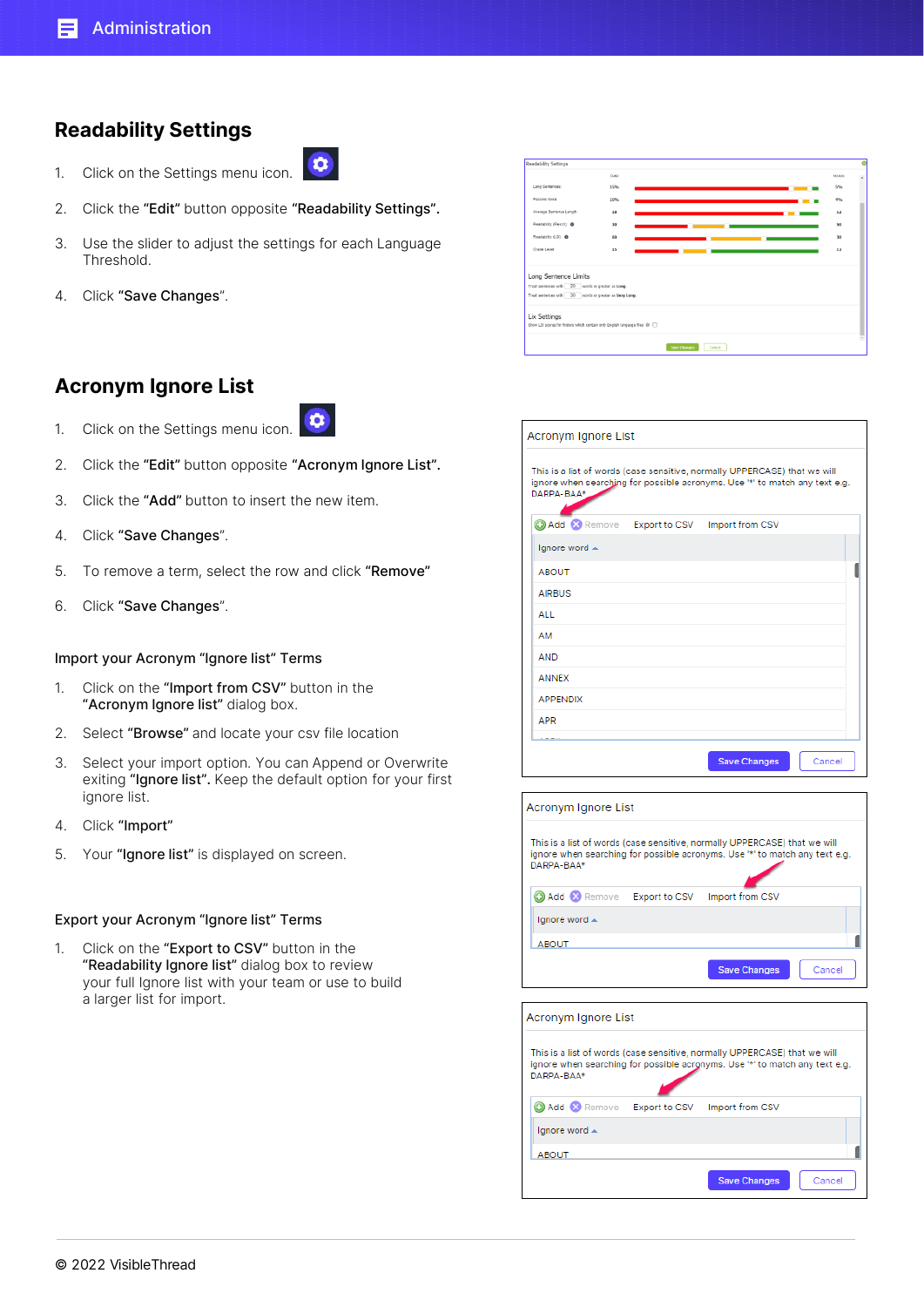## Readability Settings

1. Click on the Settings menu icon.
2. Click the "**Edit**" button opposite "**Readability Settings**".
3. Use the slider to adjust the settings for each Language Threshold.
4. Click "**Save Changes**".

## Acronym Ignore List

1. Click on the Settings menu icon.
2. Click the "**Edit**" button opposite "**Acronym Ignore List**".
3. Click the "**Add**" button to insert the new item.
4. Click "**Save Changes**".
5. To remove a term, select the row and click "**Remove**"
6. Click "**Save Changes**".

### Import your Acronym "Ignore list" Terms

1. Click on the "**Import from CSV**" button in the "**Acronym Ignore list**" dialog box.
2. Select "**Browse**" and locate your csv file location
3. Select your import option. You can Append or Overwrite exiting "**Ignore list**". Keep the default option for your first ignore list.
4. Click "**Import**"
5. Your "**Ignore list**" is displayed on screen.

### Export your Acronym "Ignore list" Terms

1. Click on the "**Export to CSV**" button in the "**Readability Ignore list**" dialog box to review your full Ignore list with your team or use to build a larger list for import.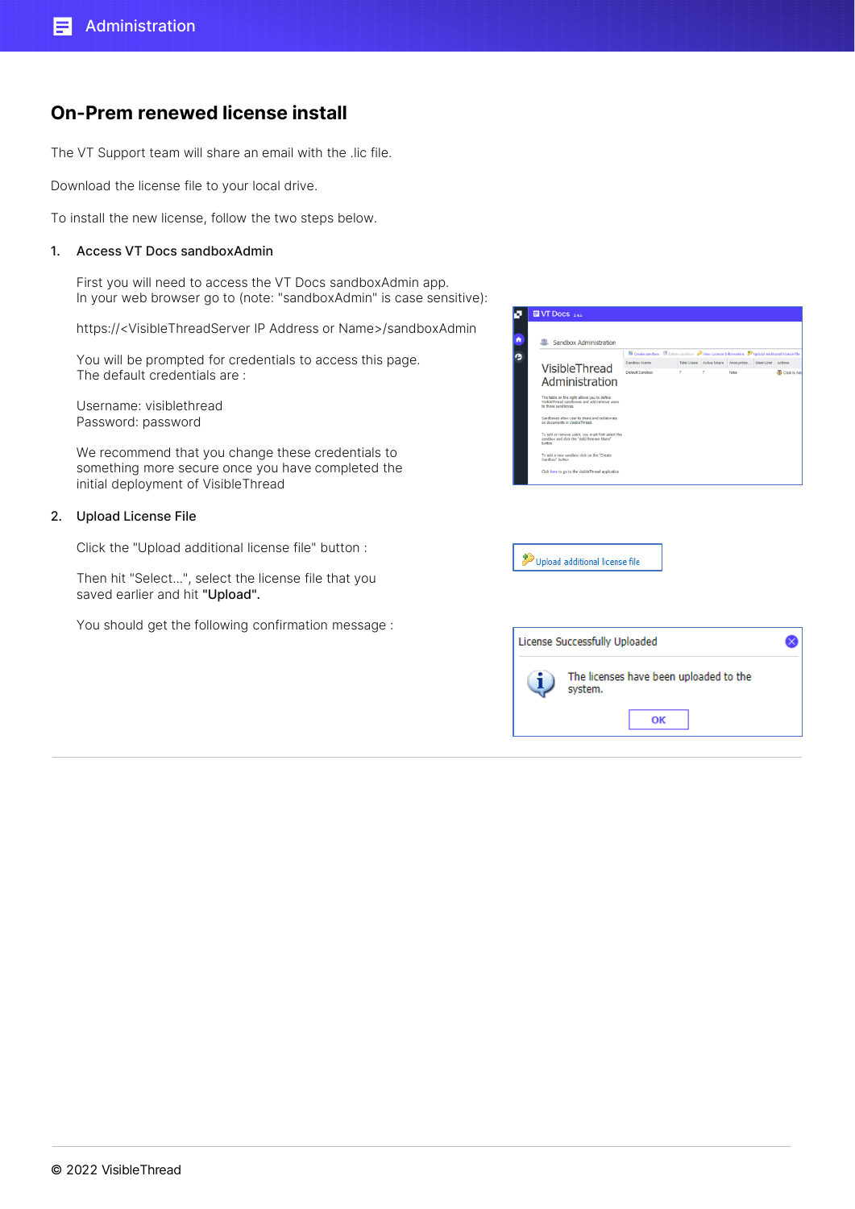## On-Prem renewed license install

The VT Support team will share an email with the .lic file.

Download the license file to your local drive.

To install the new license, follow the two steps below.

1. Access VT Docs sandboxAdmin

   First you will need to access the VT Docs sandboxAdmin app.
   In your web browser go to (note: "sandboxAdmin" is case sensitive):

   https://<VisibleThreadServer IP Address or Name>/sandboxAdmin

   You will be prompted for credentials to access this page.
   The default credentials are :

   Username: visiblethread
   Password: password

   We recommend that you change these credentials to something more secure once you have completed the initial deployment of VisibleThread

2. Upload License File

   Click the "Upload additional license file" button :

   Then hit "Select...", select the license file that you saved earlier and hit **"Upload".**

   You should get the following confirmation message :